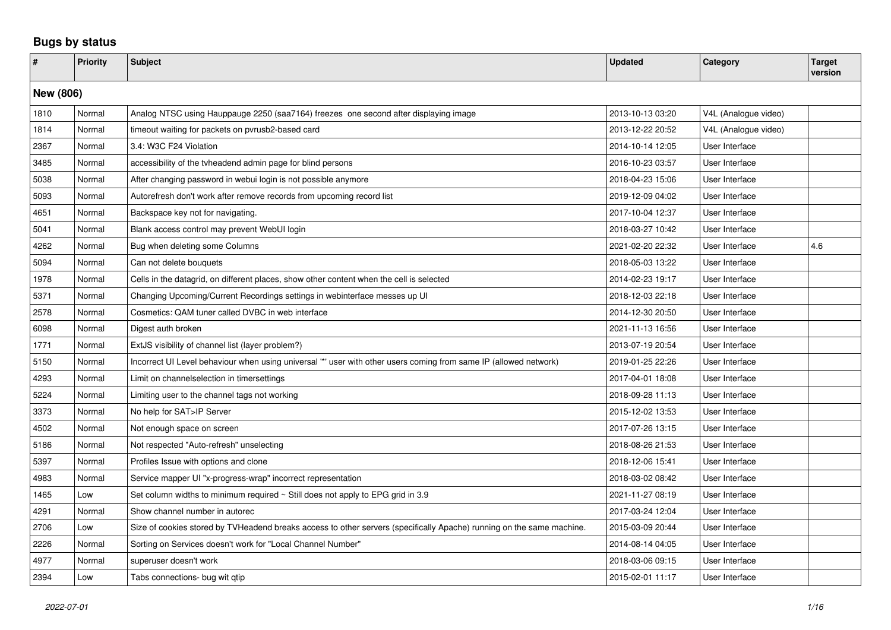## Bugs by status

| # | Priority | Subject | Updated | Category | Target version |
|---|---|---|---|---|---|
| **New (806)** | | | | | |
| 1810 | Normal | Analog NTSC using Hauppauge 2250 (saa7164) freezes one second after displaying image | 2013-10-13 03:20 | V4L (Analogue video) | |
| 1814 | Normal | timeout waiting for packets on pvrusb2-based card | 2013-12-22 20:52 | V4L (Analogue video) | |
| 2367 | Normal | 3.4: W3C F24 Violation | 2014-10-14 12:05 | User Interface | |
| 3485 | Normal | accessibility of the tvheadend admin page for blind persons | 2016-10-23 03:57 | User Interface | |
| 5038 | Normal | After changing password in webui login is not possible anymore | 2018-04-23 15:06 | User Interface | |
| 5093 | Normal | Autorefresh don't work after remove records from upcoming record list | 2019-12-09 04:02 | User Interface | |
| 4651 | Normal | Backspace key not for navigating. | 2017-10-04 12:37 | User Interface | |
| 5041 | Normal | Blank access control may prevent WebUI login | 2018-03-27 10:42 | User Interface | |
| 4262 | Normal | Bug when deleting some Columns | 2021-02-20 22:32 | User Interface | 4.6 |
| 5094 | Normal | Can not delete bouquets | 2018-05-03 13:22 | User Interface | |
| 1978 | Normal | Cells in the datagrid, on different places, show other content when the cell is selected | 2014-02-23 19:17 | User Interface | |
| 5371 | Normal | Changing Upcoming/Current Recordings settings in webinterface messes up UI | 2018-12-03 22:18 | User Interface | |
| 2578 | Normal | Cosmetics: QAM tuner called DVBC in web interface | 2014-12-30 20:50 | User Interface | |
| 6098 | Normal | Digest auth broken | 2021-11-13 16:56 | User Interface | |
| 1771 | Normal | ExtJS visibility of channel list (layer problem?) | 2013-07-19 20:54 | User Interface | |
| 5150 | Normal | Incorrect UI Level behaviour when using universal '*' user with other users coming from same IP (allowed network) | 2019-01-25 22:26 | User Interface | |
| 4293 | Normal | Limit on channelselection in timersettings | 2017-04-01 18:08 | User Interface | |
| 5224 | Normal | Limiting user to the channel tags not working | 2018-09-28 11:13 | User Interface | |
| 3373 | Normal | No help for SAT>IP Server | 2015-12-02 13:53 | User Interface | |
| 4502 | Normal | Not enough space on screen | 2017-07-26 13:15 | User Interface | |
| 5186 | Normal | Not respected "Auto-refresh" unselecting | 2018-08-26 21:53 | User Interface | |
| 5397 | Normal | Profiles Issue with options and clone | 2018-12-06 15:41 | User Interface | |
| 4983 | Normal | Service mapper UI "x-progress-wrap" incorrect representation | 2018-03-02 08:42 | User Interface | |
| 1465 | Low | Set column widths to minimum required ~ Still does not apply to EPG grid in 3.9 | 2021-11-27 08:19 | User Interface | |
| 4291 | Normal | Show channel number in autorec | 2017-03-24 12:04 | User Interface | |
| 2706 | Low | Size of cookies stored by TVHeadend breaks access to other servers (specifically Apache) running on the same machine. | 2015-03-09 20:44 | User Interface | |
| 2226 | Normal | Sorting on Services doesn't work for "Local Channel Number" | 2014-08-14 04:05 | User Interface | |
| 4977 | Normal | superuser doesn't work | 2018-03-06 09:15 | User Interface | |
| 2394 | Low | Tabs connections- bug wit qtip | 2015-02-01 11:17 | User Interface | |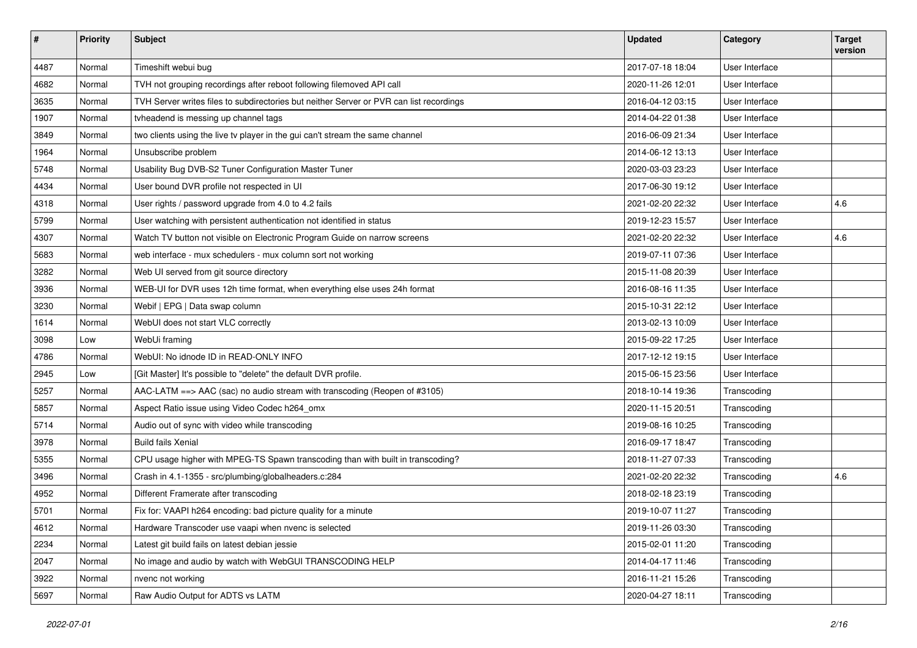| # | Priority | Subject | Updated | Category | Target version |
|---|---|---|---|---|---|
| 4487 | Normal | Timeshift webui bug | 2017-07-18 18:04 | User Interface | |
| 4682 | Normal | TVH not grouping recordings after reboot following filemoved API call | 2020-11-26 12:01 | User Interface | |
| 3635 | Normal | TVH Server writes files to subdirectories but neither Server or PVR can list recordings | 2016-04-12 03:15 | User Interface | |
| 1907 | Normal | tvheadend is messing up channel tags | 2014-04-22 01:38 | User Interface | |
| 3849 | Normal | two clients using the live tv player in the gui can't stream the same channel | 2016-06-09 21:34 | User Interface | |
| 1964 | Normal | Unsubscribe problem | 2014-06-12 13:13 | User Interface | |
| 5748 | Normal | Usability Bug DVB-S2 Tuner Configuration Master Tuner | 2020-03-03 23:23 | User Interface | |
| 4434 | Normal | User bound DVR profile not respected in UI | 2017-06-30 19:12 | User Interface | |
| 4318 | Normal | User rights / password upgrade from 4.0 to 4.2 fails | 2021-02-20 22:32 | User Interface | 4.6 |
| 5799 | Normal | User watching with persistent authentication not identified in status | 2019-12-23 15:57 | User Interface | |
| 4307 | Normal | Watch TV button not visible on Electronic Program Guide on narrow screens | 2021-02-20 22:32 | User Interface | 4.6 |
| 5683 | Normal | web interface - mux schedulers - mux column sort not working | 2019-07-11 07:36 | User Interface | |
| 3282 | Normal | Web UI served from git source directory | 2015-11-08 20:39 | User Interface | |
| 3936 | Normal | WEB-UI for DVR uses 12h time format, when everything else uses 24h format | 2016-08-16 11:35 | User Interface | |
| 3230 | Normal | Webif \| EPG \| Data swap column | 2015-10-31 22:12 | User Interface | |
| 1614 | Normal | WebUI does not start VLC correctly | 2013-02-13 10:09 | User Interface | |
| 3098 | Low | WebUi framing | 2015-09-22 17:25 | User Interface | |
| 4786 | Normal | WebUI: No idnode ID in READ-ONLY INFO | 2017-12-12 19:15 | User Interface | |
| 2945 | Low | [Git Master] It's possible to "delete" the default DVR profile. | 2015-06-15 23:56 | User Interface | |
| 5257 | Normal | AAC-LATM ==> AAC (sac) no audio stream with transcoding (Reopen of #3105) | 2018-10-14 19:36 | Transcoding | |
| 5857 | Normal | Aspect Ratio issue using Video Codec h264_omx | 2020-11-15 20:51 | Transcoding | |
| 5714 | Normal | Audio out of sync with video while transcoding | 2019-08-16 10:25 | Transcoding | |
| 3978 | Normal | Build fails Xenial | 2016-09-17 18:47 | Transcoding | |
| 5355 | Normal | CPU usage higher with MPEG-TS Spawn transcoding than with built in transcoding? | 2018-11-27 07:33 | Transcoding | |
| 3496 | Normal | Crash in 4.1-1355 - src/plumbing/globalheaders.c:284 | 2021-02-20 22:32 | Transcoding | 4.6 |
| 4952 | Normal | Different Framerate after transcoding | 2018-02-18 23:19 | Transcoding | |
| 5701 | Normal | Fix for: VAAPI h264 encoding: bad picture quality for a minute | 2019-10-07 11:27 | Transcoding | |
| 4612 | Normal | Hardware Transcoder use vaapi when nvenc is selected | 2019-11-26 03:30 | Transcoding | |
| 2234 | Normal | Latest git build fails on latest debian jessie | 2015-02-01 11:20 | Transcoding | |
| 2047 | Normal | No image and audio by watch with WebGUI TRANSCODING HELP | 2014-04-17 11:46 | Transcoding | |
| 3922 | Normal | nvenc not working | 2016-11-21 15:26 | Transcoding | |
| 5697 | Normal | Raw Audio Output for ADTS vs LATM | 2020-04-27 18:11 | Transcoding | |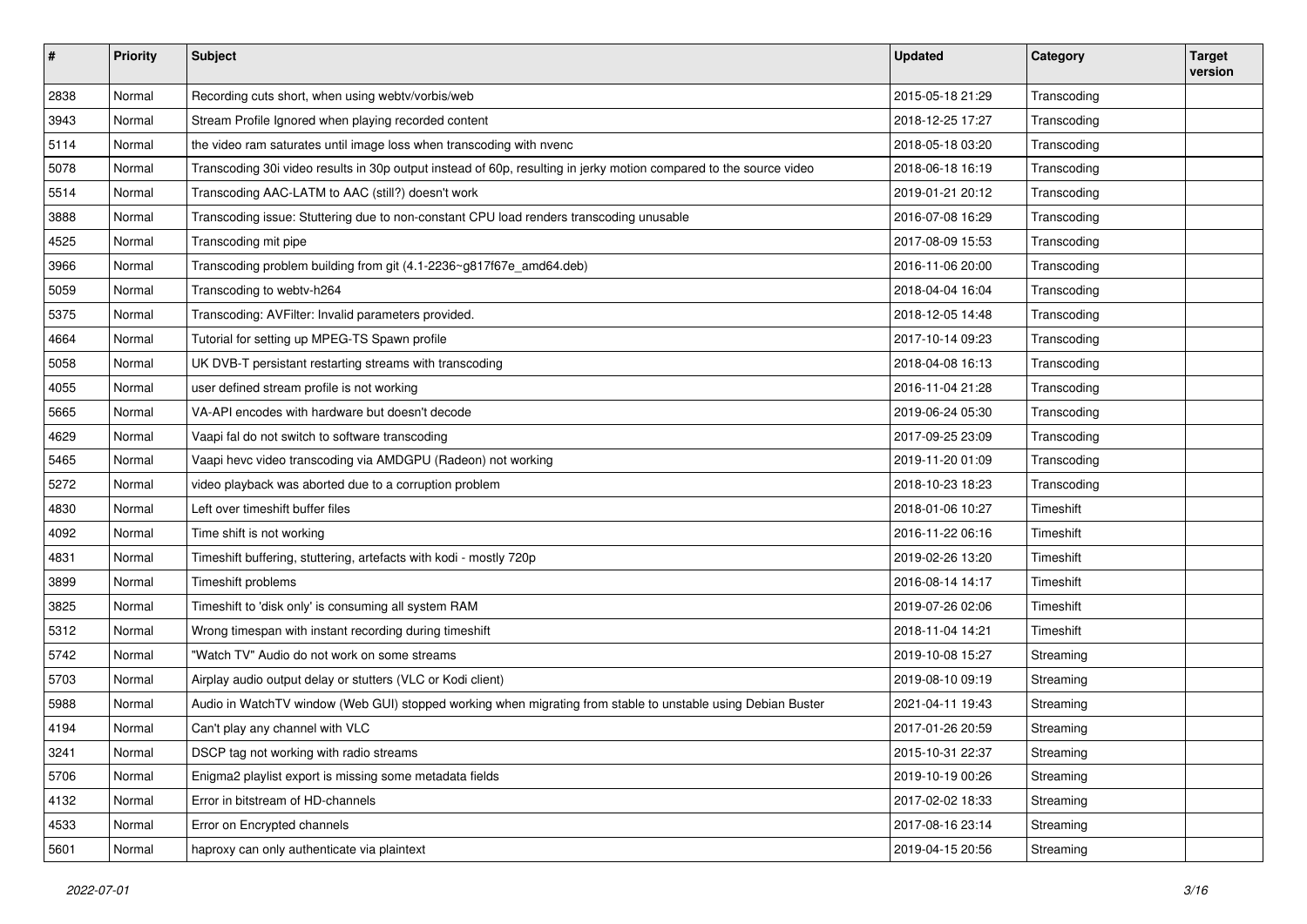| # | Priority | Subject | Updated | Category | Target version |
|---|---|---|---|---|---|
| 2838 | Normal | Recording cuts short, when using webtv/vorbis/web | 2015-05-18 21:29 | Transcoding | |
| 3943 | Normal | Stream Profile Ignored when playing recorded content | 2018-12-25 17:27 | Transcoding | |
| 5114 | Normal | the video ram saturates until image loss when transcoding with nvenc | 2018-05-18 03:20 | Transcoding | |
| 5078 | Normal | Transcoding 30i video results in 30p output instead of 60p, resulting in jerky motion compared to the source video | 2018-06-18 16:19 | Transcoding | |
| 5514 | Normal | Transcoding AAC-LATM to AAC (still?) doesn't work | 2019-01-21 20:12 | Transcoding | |
| 3888 | Normal | Transcoding issue: Stuttering due to non-constant CPU load renders transcoding unusable | 2016-07-08 16:29 | Transcoding | |
| 4525 | Normal | Transcoding mit pipe | 2017-08-09 15:53 | Transcoding | |
| 3966 | Normal | Transcoding problem building from git (4.1-2236~g817f67e_amd64.deb) | 2016-11-06 20:00 | Transcoding | |
| 5059 | Normal | Transcoding to webtv-h264 | 2018-04-04 16:04 | Transcoding | |
| 5375 | Normal | Transcoding: AVFilter: Invalid parameters provided. | 2018-12-05 14:48 | Transcoding | |
| 4664 | Normal | Tutorial for setting up MPEG-TS Spawn profile | 2017-10-14 09:23 | Transcoding | |
| 5058 | Normal | UK DVB-T persistant restarting streams with transcoding | 2018-04-08 16:13 | Transcoding | |
| 4055 | Normal | user defined stream profile is not working | 2016-11-04 21:28 | Transcoding | |
| 5665 | Normal | VA-API encodes with hardware but doesn't decode | 2019-06-24 05:30 | Transcoding | |
| 4629 | Normal | Vaapi fal do not switch to software transcoding | 2017-09-25 23:09 | Transcoding | |
| 5465 | Normal | Vaapi hevc video transcoding via AMDGPU (Radeon) not working | 2019-11-20 01:09 | Transcoding | |
| 5272 | Normal | video playback was aborted due to a corruption problem | 2018-10-23 18:23 | Transcoding | |
| 4830 | Normal | Left over timeshift buffer files | 2018-01-06 10:27 | Timeshift | |
| 4092 | Normal | Time shift is not working | 2016-11-22 06:16 | Timeshift | |
| 4831 | Normal | Timeshift buffering, stuttering, artefacts with kodi - mostly 720p | 2019-02-26 13:20 | Timeshift | |
| 3899 | Normal | Timeshift problems | 2016-08-14 14:17 | Timeshift | |
| 3825 | Normal | Timeshift to 'disk only' is consuming all system RAM | 2019-07-26 02:06 | Timeshift | |
| 5312 | Normal | Wrong timespan with instant recording during timeshift | 2018-11-04 14:21 | Timeshift | |
| 5742 | Normal | "Watch TV" Audio do not work on some streams | 2019-10-08 15:27 | Streaming | |
| 5703 | Normal | Airplay audio output delay or stutters (VLC or Kodi client) | 2019-08-10 09:19 | Streaming | |
| 5988 | Normal | Audio in WatchTV window (Web GUI) stopped working when migrating from stable to unstable using Debian Buster | 2021-04-11 19:43 | Streaming | |
| 4194 | Normal | Can't play any channel with VLC | 2017-01-26 20:59 | Streaming | |
| 3241 | Normal | DSCP tag not working with radio streams | 2015-10-31 22:37 | Streaming | |
| 5706 | Normal | Enigma2 playlist export is missing some metadata fields | 2019-10-19 00:26 | Streaming | |
| 4132 | Normal | Error in bitstream of HD-channels | 2017-02-02 18:33 | Streaming | |
| 4533 | Normal | Error on Encrypted channels | 2017-08-16 23:14 | Streaming | |
| 5601 | Normal | haproxy can only authenticate via plaintext | 2019-04-15 20:56 | Streaming | |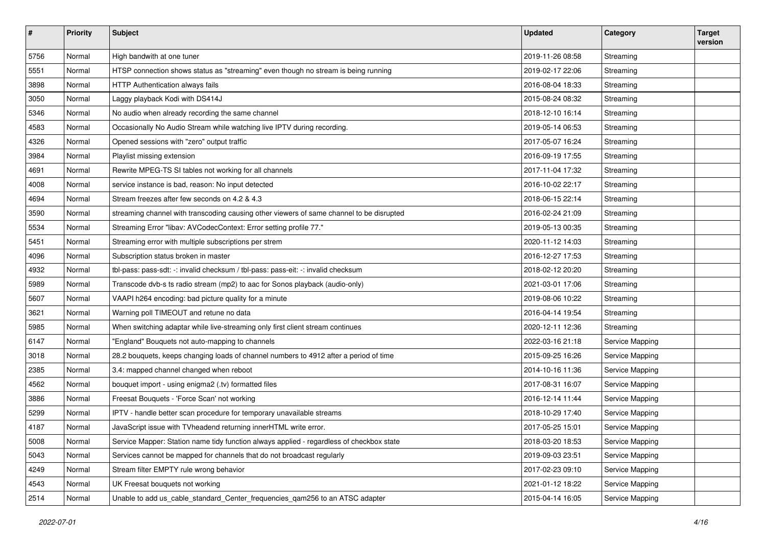| # | Priority | Subject | Updated | Category | Target version |
|---|---|---|---|---|---|
| 5756 | Normal | High bandwith at one tuner | 2019-11-26 08:58 | Streaming | |
| 5551 | Normal | HTSP connection shows status as "streaming" even though no stream is being running | 2019-02-17 22:06 | Streaming | |
| 3898 | Normal | HTTP Authentication always fails | 2016-08-04 18:33 | Streaming | |
| 3050 | Normal | Laggy playback Kodi with DS414J | 2015-08-24 08:32 | Streaming | |
| 5346 | Normal | No audio when already recording the same channel | 2018-12-10 16:14 | Streaming | |
| 4583 | Normal | Occasionally No Audio Stream while watching live IPTV during recording. | 2019-05-14 06:53 | Streaming | |
| 4326 | Normal | Opened sessions with "zero" output traffic | 2017-05-07 16:24 | Streaming | |
| 3984 | Normal | Playlist missing extension | 2016-09-19 17:55 | Streaming | |
| 4691 | Normal | Rewrite MPEG-TS SI tables not working for all channels | 2017-11-04 17:32 | Streaming | |
| 4008 | Normal | service instance is bad, reason: No input detected | 2016-10-02 22:17 | Streaming | |
| 4694 | Normal | Stream freezes after few seconds on 4.2 & 4.3 | 2018-06-15 22:14 | Streaming | |
| 3590 | Normal | streaming channel with transcoding causing other viewers of same channel to be disrupted | 2016-02-24 21:09 | Streaming | |
| 5534 | Normal | Streaming Error "libav: AVCodecContext: Error setting profile 77." | 2019-05-13 00:35 | Streaming | |
| 5451 | Normal | Streaming error with multiple subscriptions per strem | 2020-11-12 14:03 | Streaming | |
| 4096 | Normal | Subscription status broken in master | 2016-12-27 17:53 | Streaming | |
| 4932 | Normal | tbl-pass: pass-sdt: -: invalid checksum / tbl-pass: pass-eit: -: invalid checksum | 2018-02-12 20:20 | Streaming | |
| 5989 | Normal | Transcode dvb-s ts radio stream (mp2) to aac for Sonos playback (audio-only) | 2021-03-01 17:06 | Streaming | |
| 5607 | Normal | VAAPI h264 encoding: bad picture quality for a minute | 2019-08-06 10:22 | Streaming | |
| 3621 | Normal | Warning poll TIMEOUT and retune no data | 2016-04-14 19:54 | Streaming | |
| 5985 | Normal | When switching adaptar while live-streaming only first client stream continues | 2020-12-11 12:36 | Streaming | |
| 6147 | Normal | "England" Bouquets not auto-mapping to channels | 2022-03-16 21:18 | Service Mapping | |
| 3018 | Normal | 28.2 bouquets, keeps changing loads of channel numbers to 4912 after a period of time | 2015-09-25 16:26 | Service Mapping | |
| 2385 | Normal | 3.4: mapped channel changed when reboot | 2014-10-16 11:36 | Service Mapping | |
| 4562 | Normal | bouquet import - using enigma2 (.tv) formatted files | 2017-08-31 16:07 | Service Mapping | |
| 3886 | Normal | Freesat Bouquets - 'Force Scan' not working | 2016-12-14 11:44 | Service Mapping | |
| 5299 | Normal | IPTV - handle better scan procedure for temporary unavailable streams | 2018-10-29 17:40 | Service Mapping | |
| 4187 | Normal | JavaScript issue with TVheadend returning innerHTML write error. | 2017-05-25 15:01 | Service Mapping | |
| 5008 | Normal | Service Mapper: Station name tidy function always applied - regardless of checkbox state | 2018-03-20 18:53 | Service Mapping | |
| 5043 | Normal | Services cannot be mapped for channels that do not broadcast regularly | 2019-09-03 23:51 | Service Mapping | |
| 4249 | Normal | Stream filter EMPTY rule wrong behavior | 2017-02-23 09:10 | Service Mapping | |
| 4543 | Normal | UK Freesat bouquets not working | 2021-01-12 18:22 | Service Mapping | |
| 2514 | Normal | Unable to add us_cable_standard_Center_frequencies_qam256 to an ATSC adapter | 2015-04-14 16:05 | Service Mapping | |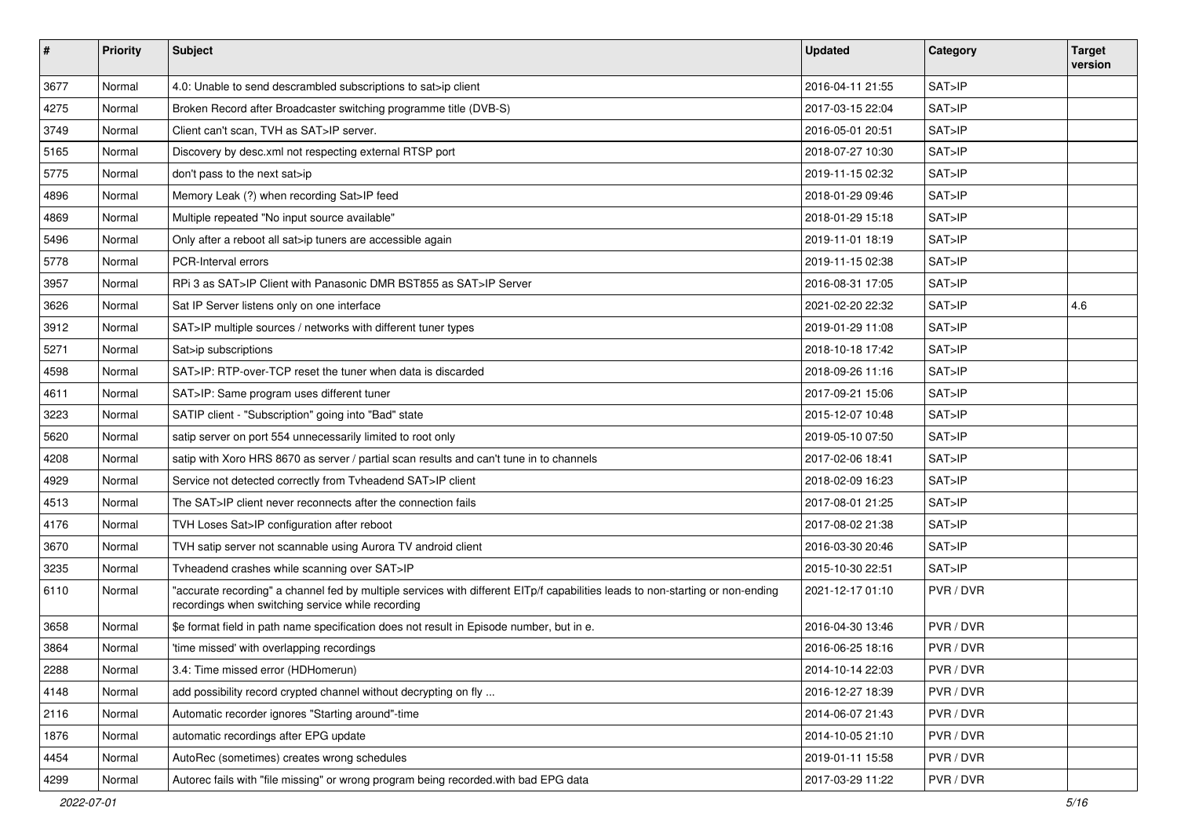| # | Priority | Subject | Updated | Category | Target version |
|---|---|---|---|---|---|
| 3677 | Normal | 4.0: Unable to send descrambled subscriptions to sat>ip client | 2016-04-11 21:55 | SAT>IP | |
| 4275 | Normal | Broken Record after Broadcaster switching programme title (DVB-S) | 2017-03-15 22:04 | SAT>IP | |
| 3749 | Normal | Client can't scan, TVH as SAT>IP server. | 2016-05-01 20:51 | SAT>IP | |
| 5165 | Normal | Discovery by desc.xml not respecting external RTSP port | 2018-07-27 10:30 | SAT>IP | |
| 5775 | Normal | don't pass to the next sat>ip | 2019-11-15 02:32 | SAT>IP | |
| 4896 | Normal | Memory Leak (?) when recording Sat>IP feed | 2018-01-29 09:46 | SAT>IP | |
| 4869 | Normal | Multiple repeated "No input source available" | 2018-01-29 15:18 | SAT>IP | |
| 5496 | Normal | Only after a reboot all sat>ip tuners are accessible again | 2019-11-01 18:19 | SAT>IP | |
| 5778 | Normal | PCR-Interval errors | 2019-11-15 02:38 | SAT>IP | |
| 3957 | Normal | RPi 3 as SAT>IP Client with Panasonic DMR BST855 as SAT>IP Server | 2016-08-31 17:05 | SAT>IP | |
| 3626 | Normal | Sat IP Server listens only on one interface | 2021-02-20 22:32 | SAT>IP | 4.6 |
| 3912 | Normal | SAT>IP multiple sources / networks with different tuner types | 2019-01-29 11:08 | SAT>IP | |
| 5271 | Normal | Sat>ip subscriptions | 2018-10-18 17:42 | SAT>IP | |
| 4598 | Normal | SAT>IP: RTP-over-TCP reset the tuner when data is discarded | 2018-09-26 11:16 | SAT>IP | |
| 4611 | Normal | SAT>IP: Same program uses different tuner | 2017-09-21 15:06 | SAT>IP | |
| 3223 | Normal | SATIP client - "Subscription" going into "Bad" state | 2015-12-07 10:48 | SAT>IP | |
| 5620 | Normal | satip server on port 554 unnecessarily limited to root only | 2019-05-10 07:50 | SAT>IP | |
| 4208 | Normal | satip with Xoro HRS 8670 as server / partial scan results and can't tune in to channels | 2017-02-06 18:41 | SAT>IP | |
| 4929 | Normal | Service not detected correctly from Tvheadend SAT>IP client | 2018-02-09 16:23 | SAT>IP | |
| 4513 | Normal | The SAT>IP client never reconnects after the connection fails | 2017-08-01 21:25 | SAT>IP | |
| 4176 | Normal | TVH Loses Sat>IP configuration after reboot | 2017-08-02 21:38 | SAT>IP | |
| 3670 | Normal | TVH satip server not scannable using Aurora TV android client | 2016-03-30 20:46 | SAT>IP | |
| 3235 | Normal | Tvheadend crashes while scanning over SAT>IP | 2015-10-30 22:51 | SAT>IP | |
| 6110 | Normal | "accurate recording" a channel fed by multiple services with different EITp/f capabilities leads to non-starting or non-ending recordings when switching service while recording | 2021-12-17 01:10 | PVR / DVR | |
| 3658 | Normal | $e format field in path name specification does not result in Episode number, but in e. | 2016-04-30 13:46 | PVR / DVR | |
| 3864 | Normal | 'time missed' with overlapping recordings | 2016-06-25 18:16 | PVR / DVR | |
| 2288 | Normal | 3.4: Time missed error (HDHomerun) | 2014-10-14 22:03 | PVR / DVR | |
| 4148 | Normal | add possibility record crypted channel without decrypting on fly ... | 2016-12-27 18:39 | PVR / DVR | |
| 2116 | Normal | Automatic recorder ignores "Starting around"-time | 2014-06-07 21:43 | PVR / DVR | |
| 1876 | Normal | automatic recordings after EPG update | 2014-10-05 21:10 | PVR / DVR | |
| 4454 | Normal | AutoRec (sometimes) creates wrong schedules | 2019-01-11 15:58 | PVR / DVR | |
| 4299 | Normal | Autorec fails with "file missing" or wrong program being recorded.with bad EPG data | 2017-03-29 11:22 | PVR / DVR | |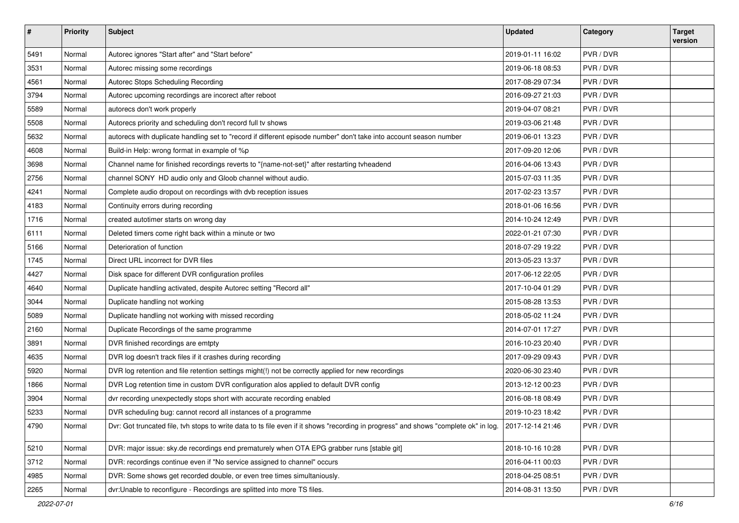| # | Priority | Subject | Updated | Category | Target version |
|---|---|---|---|---|---|
| 5491 | Normal | Autorec ignores "Start after" and "Start before" | 2019-01-11 16:02 | PVR / DVR | |
| 3531 | Normal | Autorec missing some recordings | 2019-06-18 08:53 | PVR / DVR | |
| 4561 | Normal | Autorec Stops Scheduling Recording | 2017-08-29 07:34 | PVR / DVR | |
| 3794 | Normal | Autorec upcoming recordings are incorect after reboot | 2016-09-27 21:03 | PVR / DVR | |
| 5589 | Normal | autorecs don't work properly | 2019-04-07 08:21 | PVR / DVR | |
| 5508 | Normal | Autorecs priority and scheduling don't record full tv shows | 2019-03-06 21:48 | PVR / DVR | |
| 5632 | Normal | autorecs with duplicate handling set to "record if different episode number" don't take into account season number | 2019-06-01 13:23 | PVR / DVR | |
| 4608 | Normal | Build-in Help: wrong format in example of %p | 2017-09-20 12:06 | PVR / DVR | |
| 3698 | Normal | Channel name for finished recordings reverts to "{name-not-set}" after restarting tvheadend | 2016-04-06 13:43 | PVR / DVR | |
| 2756 | Normal | channel SONY HD audio only and Gloob channel without audio. | 2015-07-03 11:35 | PVR / DVR | |
| 4241 | Normal | Complete audio dropout on recordings with dvb reception issues | 2017-02-23 13:57 | PVR / DVR | |
| 4183 | Normal | Continuity errors during recording | 2018-01-06 16:56 | PVR / DVR | |
| 1716 | Normal | created autotimer starts on wrong day | 2014-10-24 12:49 | PVR / DVR | |
| 6111 | Normal | Deleted timers come right back within a minute or two | 2022-01-21 07:30 | PVR / DVR | |
| 5166 | Normal | Deterioration of function | 2018-07-29 19:22 | PVR / DVR | |
| 1745 | Normal | Direct URL incorrect for DVR files | 2013-05-23 13:37 | PVR / DVR | |
| 4427 | Normal | Disk space for different DVR configuration profiles | 2017-06-12 22:05 | PVR / DVR | |
| 4640 | Normal | Duplicate handling activated, despite Autorec setting "Record all" | 2017-10-04 01:29 | PVR / DVR | |
| 3044 | Normal | Duplicate handling not working | 2015-08-28 13:53 | PVR / DVR | |
| 5089 | Normal | Duplicate handling not working with missed recording | 2018-05-02 11:24 | PVR / DVR | |
| 2160 | Normal | Duplicate Recordings of the same programme | 2014-07-01 17:27 | PVR / DVR | |
| 3891 | Normal | DVR finished recordings are emtpty | 2016-10-23 20:40 | PVR / DVR | |
| 4635 | Normal | DVR log doesn't track files if it crashes during recording | 2017-09-29 09:43 | PVR / DVR | |
| 5920 | Normal | DVR log retention and file retention settings might(!) not be correctly applied for new recordings | 2020-06-30 23:40 | PVR / DVR | |
| 1866 | Normal | DVR Log retention time in custom DVR configuration alos applied to default DVR config | 2013-12-12 00:23 | PVR / DVR | |
| 3904 | Normal | dvr recording unexpectedly stops short with accurate recording enabled | 2016-08-18 08:49 | PVR / DVR | |
| 5233 | Normal | DVR scheduling bug: cannot record all instances of a programme | 2019-10-23 18:42 | PVR / DVR | |
| 4790 | Normal | Dvr: Got truncated file, tvh stops to write data to ts file even if it shows "recording in progress" and shows "complete ok" in log. | 2017-12-14 21:46 | PVR / DVR | |
| 5210 | Normal | DVR: major issue: sky.de recordings end prematurely when OTA EPG grabber runs [stable git] | 2018-10-16 10:28 | PVR / DVR | |
| 3712 | Normal | DVR: recordings continue even if "No service assigned to channel" occurs | 2016-04-11 00:03 | PVR / DVR | |
| 4985 | Normal | DVR: Some shows get recorded double, or even tree times simultaniously. | 2018-04-25 08:51 | PVR / DVR | |
| 2265 | Normal | dvr:Unable to reconfigure - Recordings are splitted into more TS files. | 2014-08-31 13:50 | PVR / DVR | |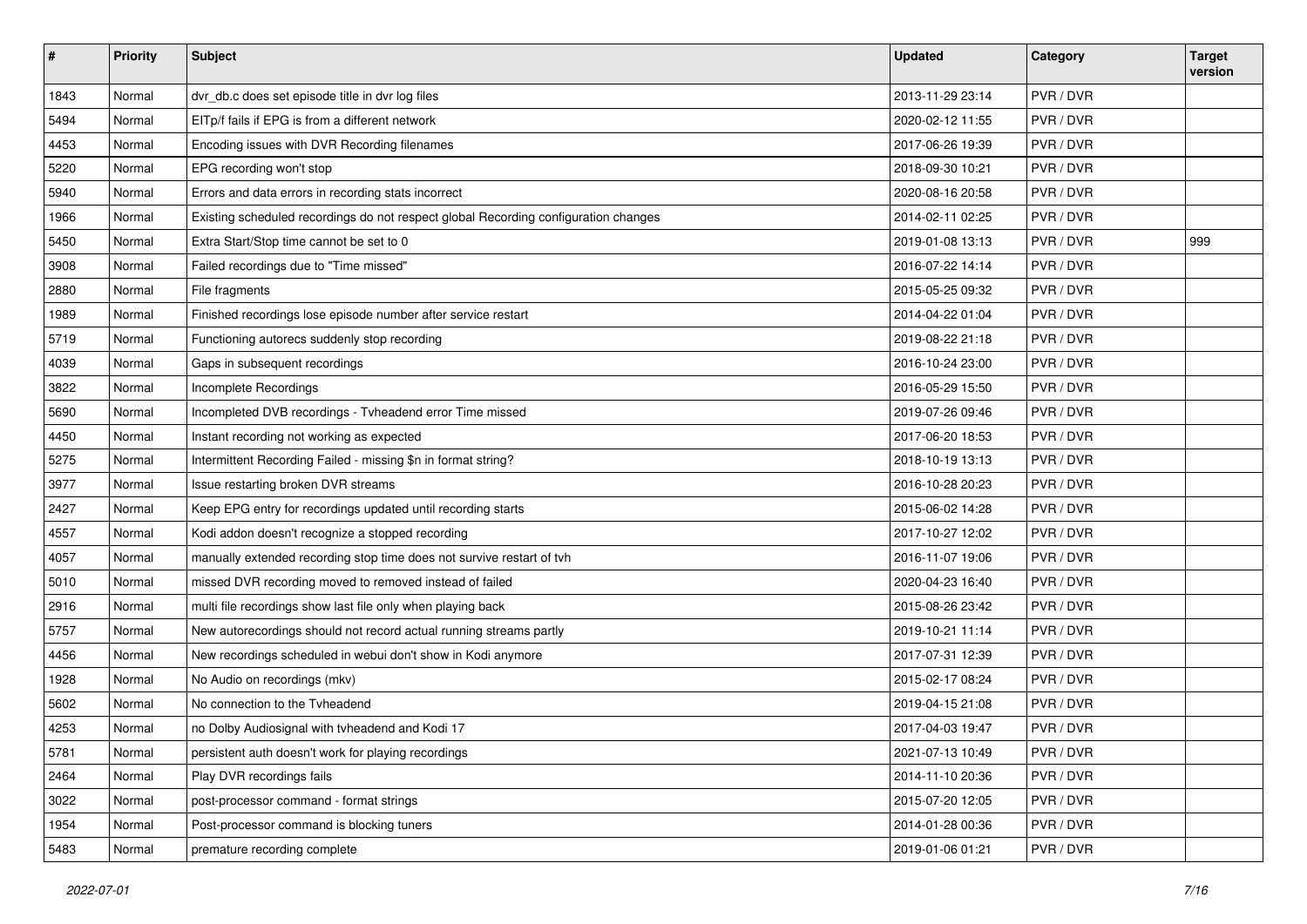| # | Priority | Subject | Updated | Category | Target version |
|---|---|---|---|---|---|
| 1843 | Normal | dvr_db.c does set episode title in dvr log files | 2013-11-29 23:14 | PVR / DVR | |
| 5494 | Normal | EITp/f fails if EPG is from a different network | 2020-02-12 11:55 | PVR / DVR | |
| 4453 | Normal | Encoding issues with DVR Recording filenames | 2017-06-26 19:39 | PVR / DVR | |
| 5220 | Normal | EPG recording won't stop | 2018-09-30 10:21 | PVR / DVR | |
| 5940 | Normal | Errors and data errors in recording stats incorrect | 2020-08-16 20:58 | PVR / DVR | |
| 1966 | Normal | Existing scheduled recordings do not respect global Recording configuration changes | 2014-02-11 02:25 | PVR / DVR | |
| 5450 | Normal | Extra Start/Stop time cannot be set to 0 | 2019-01-08 13:13 | PVR / DVR | 999 |
| 3908 | Normal | Failed recordings due to "Time missed" | 2016-07-22 14:14 | PVR / DVR | |
| 2880 | Normal | File fragments | 2015-05-25 09:32 | PVR / DVR | |
| 1989 | Normal | Finished recordings lose episode number after service restart | 2014-04-22 01:04 | PVR / DVR | |
| 5719 | Normal | Functioning autorecs suddenly stop recording | 2019-08-22 21:18 | PVR / DVR | |
| 4039 | Normal | Gaps in subsequent recordings | 2016-10-24 23:00 | PVR / DVR | |
| 3822 | Normal | Incomplete Recordings | 2016-05-29 15:50 | PVR / DVR | |
| 5690 | Normal | Incompleted DVB recordings - Tvheadend error Time missed | 2019-07-26 09:46 | PVR / DVR | |
| 4450 | Normal | Instant recording not working as expected | 2017-06-20 18:53 | PVR / DVR | |
| 5275 | Normal | Intermittent Recording Failed - missing $n in format string? | 2018-10-19 13:13 | PVR / DVR | |
| 3977 | Normal | Issue restarting broken DVR streams | 2016-10-28 20:23 | PVR / DVR | |
| 2427 | Normal | Keep EPG entry for recordings updated until recording starts | 2015-06-02 14:28 | PVR / DVR | |
| 4557 | Normal | Kodi addon doesn't recognize a stopped recording | 2017-10-27 12:02 | PVR / DVR | |
| 4057 | Normal | manually extended recording stop time does not survive restart of tvh | 2016-11-07 19:06 | PVR / DVR | |
| 5010 | Normal | missed DVR recording moved to removed instead of failed | 2020-04-23 16:40 | PVR / DVR | |
| 2916 | Normal | multi file recordings show last file only when playing back | 2015-08-26 23:42 | PVR / DVR | |
| 5757 | Normal | New autorecordings should not record actual running streams partly | 2019-10-21 11:14 | PVR / DVR | |
| 4456 | Normal | New recordings scheduled in webui don't show in Kodi anymore | 2017-07-31 12:39 | PVR / DVR | |
| 1928 | Normal | No Audio on recordings (mkv) | 2015-02-17 08:24 | PVR / DVR | |
| 5602 | Normal | No connection to the Tvheadend | 2019-04-15 21:08 | PVR / DVR | |
| 4253 | Normal | no Dolby Audiosignal with tvheadend and Kodi 17 | 2017-04-03 19:47 | PVR / DVR | |
| 5781 | Normal | persistent auth doesn't work for playing recordings | 2021-07-13 10:49 | PVR / DVR | |
| 2464 | Normal | Play DVR recordings fails | 2014-11-10 20:36 | PVR / DVR | |
| 3022 | Normal | post-processor command - format strings | 2015-07-20 12:05 | PVR / DVR | |
| 1954 | Normal | Post-processor command is blocking tuners | 2014-01-28 00:36 | PVR / DVR | |
| 5483 | Normal | premature recording complete | 2019-01-06 01:21 | PVR / DVR | |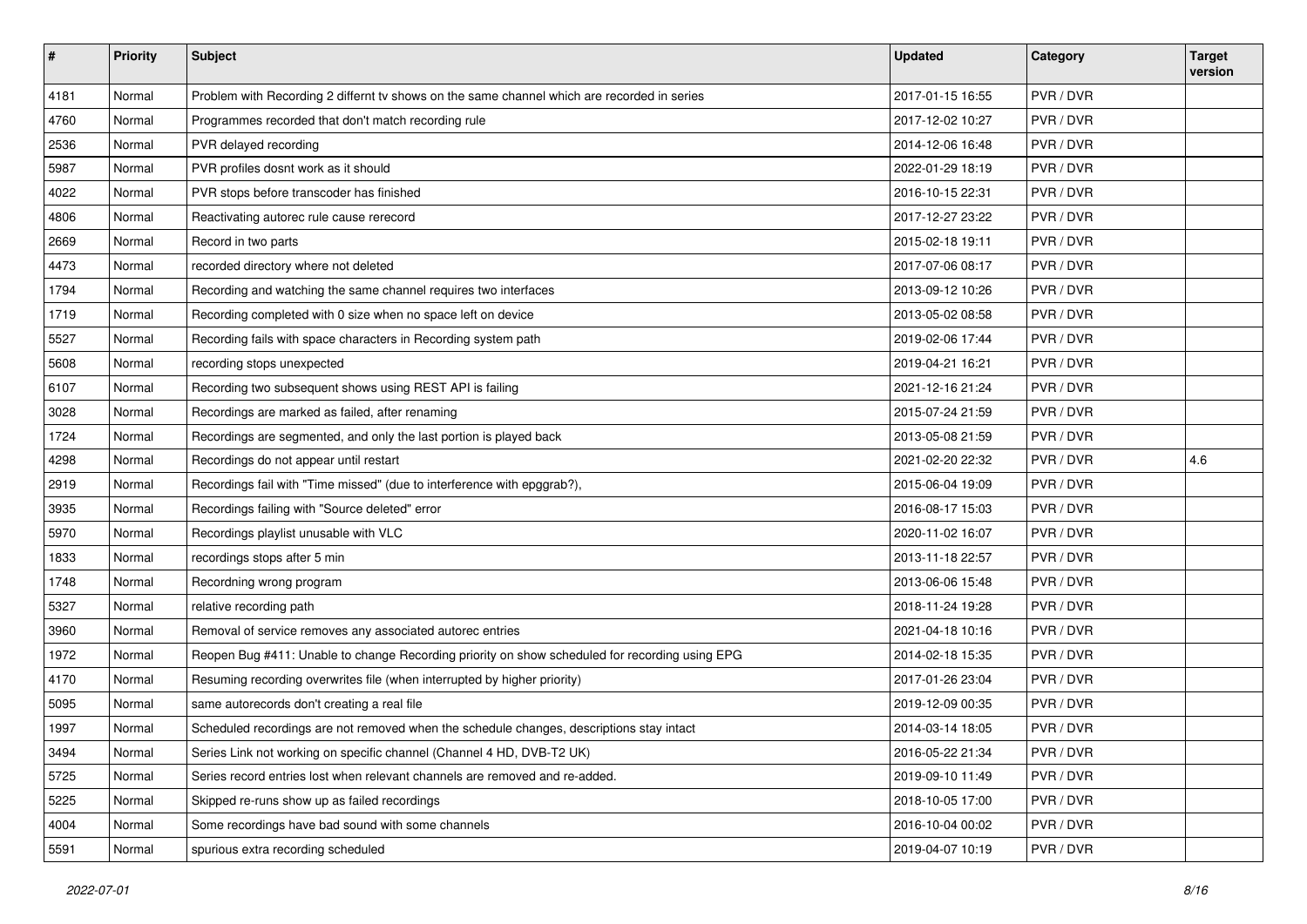| # | Priority | Subject | Updated | Category | Target version |
|---|---|---|---|---|---|
| 4181 | Normal | Problem with Recording 2 differnt tv shows on the same channel which are recorded in series | 2017-01-15 16:55 | PVR / DVR | |
| 4760 | Normal | Programmes recorded that don't match recording rule | 2017-12-02 10:27 | PVR / DVR | |
| 2536 | Normal | PVR delayed recording | 2014-12-06 16:48 | PVR / DVR | |
| 5987 | Normal | PVR profiles dosnt work as it should | 2022-01-29 18:19 | PVR / DVR | |
| 4022 | Normal | PVR stops before transcoder has finished | 2016-10-15 22:31 | PVR / DVR | |
| 4806 | Normal | Reactivating autorec rule cause rerecord | 2017-12-27 23:22 | PVR / DVR | |
| 2669 | Normal | Record in two parts | 2015-02-18 19:11 | PVR / DVR | |
| 4473 | Normal | recorded directory where not deleted | 2017-07-06 08:17 | PVR / DVR | |
| 1794 | Normal | Recording and watching the same channel requires two interfaces | 2013-09-12 10:26 | PVR / DVR | |
| 1719 | Normal | Recording completed with 0 size when no space left on device | 2013-05-02 08:58 | PVR / DVR | |
| 5527 | Normal | Recording fails with space characters in Recording system path | 2019-02-06 17:44 | PVR / DVR | |
| 5608 | Normal | recording stops unexpected | 2019-04-21 16:21 | PVR / DVR | |
| 6107 | Normal | Recording two subsequent shows using REST API is failing | 2021-12-16 21:24 | PVR / DVR | |
| 3028 | Normal | Recordings are marked as failed, after renaming | 2015-07-24 21:59 | PVR / DVR | |
| 1724 | Normal | Recordings are segmented, and only the last portion is played back | 2013-05-08 21:59 | PVR / DVR | |
| 4298 | Normal | Recordings do not appear until restart | 2021-02-20 22:32 | PVR / DVR | 4.6 |
| 2919 | Normal | Recordings fail with "Time missed" (due to interference with epggrab?), | 2015-06-04 19:09 | PVR / DVR | |
| 3935 | Normal | Recordings failing with "Source deleted" error | 2016-08-17 15:03 | PVR / DVR | |
| 5970 | Normal | Recordings playlist unusable with VLC | 2020-11-02 16:07 | PVR / DVR | |
| 1833 | Normal | recordings stops after 5 min | 2013-11-18 22:57 | PVR / DVR | |
| 1748 | Normal | Recordning wrong program | 2013-06-06 15:48 | PVR / DVR | |
| 5327 | Normal | relative recording path | 2018-11-24 19:28 | PVR / DVR | |
| 3960 | Normal | Removal of service removes any associated autorec entries | 2021-04-18 10:16 | PVR / DVR | |
| 1972 | Normal | Reopen Bug #411: Unable to change Recording priority on show scheduled for recording using EPG | 2014-02-18 15:35 | PVR / DVR | |
| 4170 | Normal | Resuming recording overwrites file (when interrupted by higher priority) | 2017-01-26 23:04 | PVR / DVR | |
| 5095 | Normal | same autorecords don't creating a real file | 2019-12-09 00:35 | PVR / DVR | |
| 1997 | Normal | Scheduled recordings are not removed when the schedule changes, descriptions stay intact | 2014-03-14 18:05 | PVR / DVR | |
| 3494 | Normal | Series Link not working on specific channel (Channel 4 HD, DVB-T2 UK) | 2016-05-22 21:34 | PVR / DVR | |
| 5725 | Normal | Series record entries lost when relevant channels are removed and re-added. | 2019-09-10 11:49 | PVR / DVR | |
| 5225 | Normal | Skipped re-runs show up as failed recordings | 2018-10-05 17:00 | PVR / DVR | |
| 4004 | Normal | Some recordings have bad sound with some channels | 2016-10-04 00:02 | PVR / DVR | |
| 5591 | Normal | spurious extra recording scheduled | 2019-04-07 10:19 | PVR / DVR | |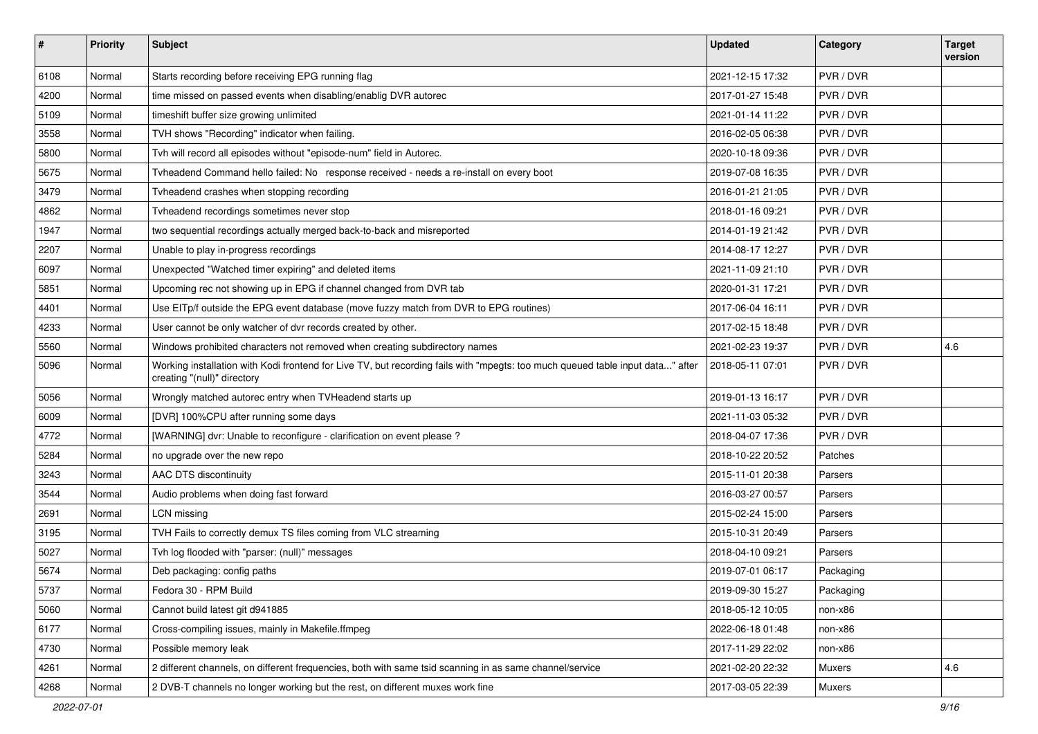| # | Priority | Subject | Updated | Category | Target version |
|---|---|---|---|---|---|
| 6108 | Normal | Starts recording before receiving EPG running flag | 2021-12-15 17:32 | PVR / DVR | |
| 4200 | Normal | time missed on passed events when disabling/enablig DVR autorec | 2017-01-27 15:48 | PVR / DVR | |
| 5109 | Normal | timeshift buffer size growing unlimited | 2021-01-14 11:22 | PVR / DVR | |
| 3558 | Normal | TVH shows "Recording" indicator when failing. | 2016-02-05 06:38 | PVR / DVR | |
| 5800 | Normal | Tvh will record all episodes without "episode-num" field in Autorec. | 2020-10-18 09:36 | PVR / DVR | |
| 5675 | Normal | Tvheadend Command hello failed: No response received - needs a re-install on every boot | 2019-07-08 16:35 | PVR / DVR | |
| 3479 | Normal | Tvheadend crashes when stopping recording | 2016-01-21 21:05 | PVR / DVR | |
| 4862 | Normal | Tvheadend recordings sometimes never stop | 2018-01-16 09:21 | PVR / DVR | |
| 1947 | Normal | two sequential recordings actually merged back-to-back and misreported | 2014-01-19 21:42 | PVR / DVR | |
| 2207 | Normal | Unable to play in-progress recordings | 2014-08-17 12:27 | PVR / DVR | |
| 6097 | Normal | Unexpected "Watched timer expiring" and deleted items | 2021-11-09 21:10 | PVR / DVR | |
| 5851 | Normal | Upcoming rec not showing up in EPG if channel changed from DVR tab | 2020-01-31 17:21 | PVR / DVR | |
| 4401 | Normal | Use EITp/f outside the EPG event database (move fuzzy match from DVR to EPG routines) | 2017-06-04 16:11 | PVR / DVR | |
| 4233 | Normal | User cannot be only watcher of dvr records created by other. | 2017-02-15 18:48 | PVR / DVR | |
| 5560 | Normal | Windows prohibited characters not removed when creating subdirectory names | 2021-02-23 19:37 | PVR / DVR | 4.6 |
| 5096 | Normal | Working installation with Kodi frontend for Live TV, but recording fails with "mpegts: too much queued table input data..." after creating "(null)" directory | 2018-05-11 07:01 | PVR / DVR | |
| 5056 | Normal | Wrongly matched autorec entry when TVHeadend starts up | 2019-01-13 16:17 | PVR / DVR | |
| 6009 | Normal | [DVR] 100%CPU after running some days | 2021-11-03 05:32 | PVR / DVR | |
| 4772 | Normal | [WARNING] dvr: Unable to reconfigure - clarification on event please ? | 2018-04-07 17:36 | PVR / DVR | |
| 5284 | Normal | no upgrade over the new repo | 2018-10-22 20:52 | Patches | |
| 3243 | Normal | AAC DTS discontinuity | 2015-11-01 20:38 | Parsers | |
| 3544 | Normal | Audio problems when doing fast forward | 2016-03-27 00:57 | Parsers | |
| 2691 | Normal | LCN missing | 2015-02-24 15:00 | Parsers | |
| 3195 | Normal | TVH Fails to correctly demux TS files coming from VLC streaming | 2015-10-31 20:49 | Parsers | |
| 5027 | Normal | Tvh log flooded with "parser: (null)" messages | 2018-04-10 09:21 | Parsers | |
| 5674 | Normal | Deb packaging: config paths | 2019-07-01 06:17 | Packaging | |
| 5737 | Normal | Fedora 30 - RPM Build | 2019-09-30 15:27 | Packaging | |
| 5060 | Normal | Cannot build latest git d941885 | 2018-05-12 10:05 | non-x86 | |
| 6177 | Normal | Cross-compiling issues, mainly in Makefile.ffmpeg | 2022-06-18 01:48 | non-x86 | |
| 4730 | Normal | Possible memory leak | 2017-11-29 22:02 | non-x86 | |
| 4261 | Normal | 2 different channels, on different frequencies, both with same tsid scanning in as same channel/service | 2021-02-20 22:32 | Muxers | 4.6 |
| 4268 | Normal | 2 DVB-T channels no longer working but the rest, on different muxes work fine | 2017-03-05 22:39 | Muxers | |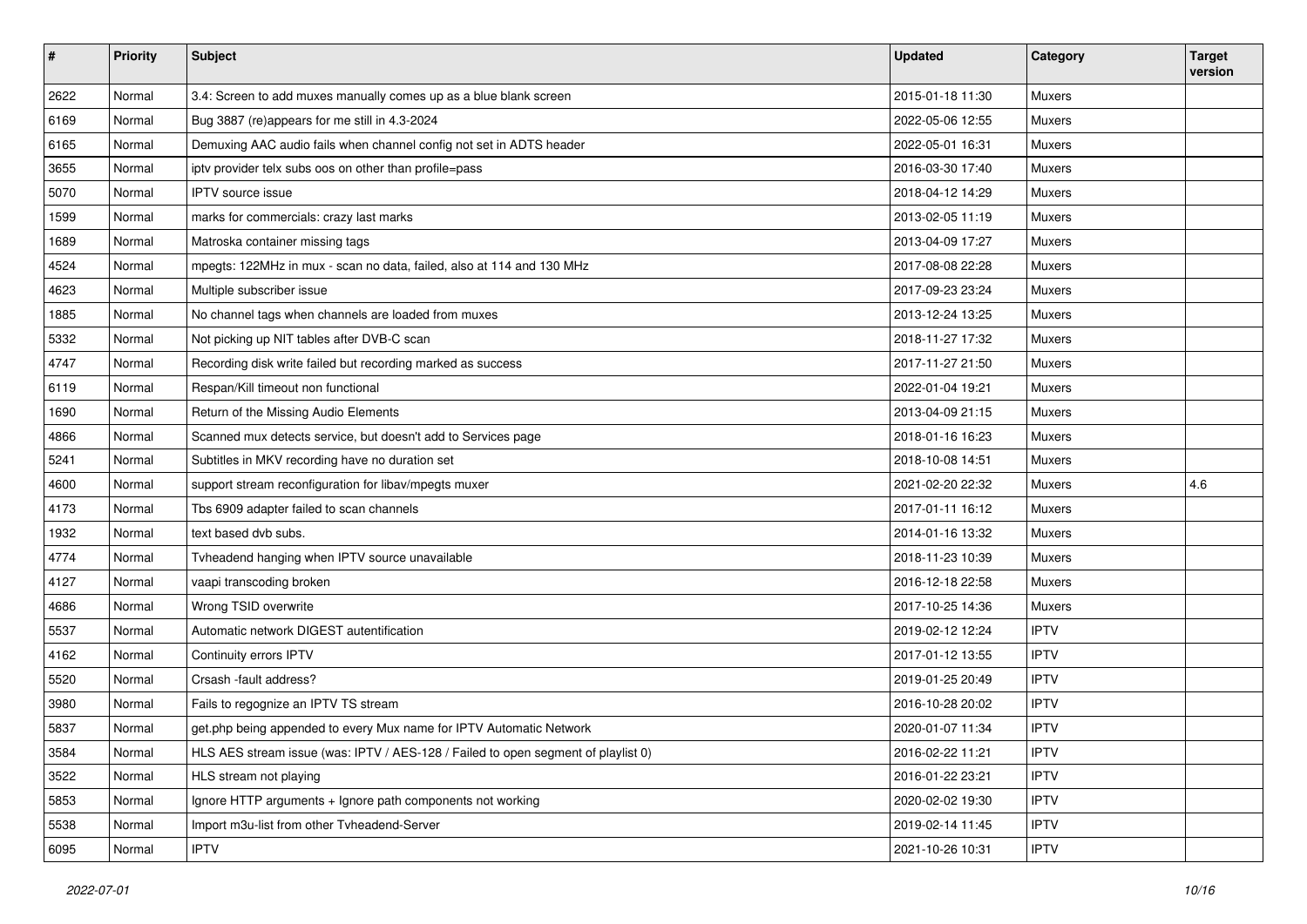| # | Priority | Subject | Updated | Category | Target version |
|---|---|---|---|---|---|
| 2622 | Normal | 3.4: Screen to add muxes manually comes up as a blue blank screen | 2015-01-18 11:30 | Muxers | |
| 6169 | Normal | Bug 3887 (re)appears for me still in 4.3-2024 | 2022-05-06 12:55 | Muxers | |
| 6165 | Normal | Demuxing AAC audio fails when channel config not set in ADTS header | 2022-05-01 16:31 | Muxers | |
| 3655 | Normal | iptv provider telx subs oos on other than profile=pass | 2016-03-30 17:40 | Muxers | |
| 5070 | Normal | IPTV source issue | 2018-04-12 14:29 | Muxers | |
| 1599 | Normal | marks for commercials: crazy last marks | 2013-02-05 11:19 | Muxers | |
| 1689 | Normal | Matroska container missing tags | 2013-04-09 17:27 | Muxers | |
| 4524 | Normal | mpegts: 122MHz in mux - scan no data, failed, also at 114 and 130 MHz | 2017-08-08 22:28 | Muxers | |
| 4623 | Normal | Multiple subscriber issue | 2017-09-23 23:24 | Muxers | |
| 1885 | Normal | No channel tags when channels are loaded from muxes | 2013-12-24 13:25 | Muxers | |
| 5332 | Normal | Not picking up NIT tables after DVB-C scan | 2018-11-27 17:32 | Muxers | |
| 4747 | Normal | Recording disk write failed but recording marked as success | 2017-11-27 21:50 | Muxers | |
| 6119 | Normal | Respan/Kill timeout non functional | 2022-01-04 19:21 | Muxers | |
| 1690 | Normal | Return of the Missing Audio Elements | 2013-04-09 21:15 | Muxers | |
| 4866 | Normal | Scanned mux detects service, but doesn't add to Services page | 2018-01-16 16:23 | Muxers | |
| 5241 | Normal | Subtitles in MKV recording have no duration set | 2018-10-08 14:51 | Muxers | |
| 4600 | Normal | support stream reconfiguration for libav/mpegts muxer | 2021-02-20 22:32 | Muxers | 4.6 |
| 4173 | Normal | Tbs 6909 adapter failed to scan channels | 2017-01-11 16:12 | Muxers | |
| 1932 | Normal | text based dvb subs. | 2014-01-16 13:32 | Muxers | |
| 4774 | Normal | Tvheadend hanging when IPTV source unavailable | 2018-11-23 10:39 | Muxers | |
| 4127 | Normal | vaapi transcoding broken | 2016-12-18 22:58 | Muxers | |
| 4686 | Normal | Wrong TSID overwrite | 2017-10-25 14:36 | Muxers | |
| 5537 | Normal | Automatic network DIGEST autentification | 2019-02-12 12:24 | IPTV | |
| 4162 | Normal | Continuity errors IPTV | 2017-01-12 13:55 | IPTV | |
| 5520 | Normal | Crsash -fault address? | 2019-01-25 20:49 | IPTV | |
| 3980 | Normal | Fails to regognize an IPTV TS stream | 2016-10-28 20:02 | IPTV | |
| 5837 | Normal | get.php being appended to every Mux name for IPTV Automatic Network | 2020-01-07 11:34 | IPTV | |
| 3584 | Normal | HLS AES stream issue (was: IPTV / AES-128 / Failed to open segment of playlist 0) | 2016-02-22 11:21 | IPTV | |
| 3522 | Normal | HLS stream not playing | 2016-01-22 23:21 | IPTV | |
| 5853 | Normal | Ignore HTTP arguments + Ignore path components not working | 2020-02-02 19:30 | IPTV | |
| 5538 | Normal | Import m3u-list from other Tvheadend-Server | 2019-02-14 11:45 | IPTV | |
| 6095 | Normal | IPTV | 2021-10-26 10:31 | IPTV | |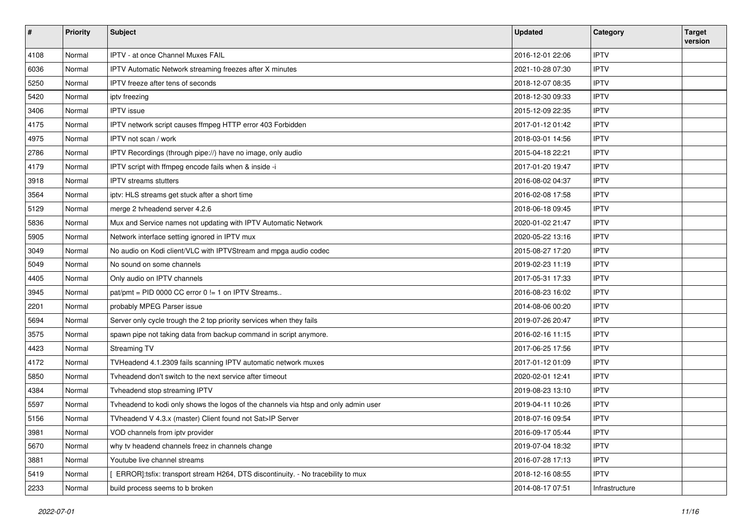| # | Priority | Subject | Updated | Category | Target version |
|---|---|---|---|---|---|
| 4108 | Normal | IPTV - at once Channel Muxes FAIL | 2016-12-01 22:06 | IPTV | |
| 6036 | Normal | IPTV Automatic Network streaming freezes after X minutes | 2021-10-28 07:30 | IPTV | |
| 5250 | Normal | IPTV freeze after tens of seconds | 2018-12-07 08:35 | IPTV | |
| 5420 | Normal | iptv freezing | 2018-12-30 09:33 | IPTV | |
| 3406 | Normal | IPTV issue | 2015-12-09 22:35 | IPTV | |
| 4175 | Normal | IPTV network script causes ffmpeg HTTP error 403 Forbidden | 2017-01-12 01:42 | IPTV | |
| 4975 | Normal | IPTV not scan / work | 2018-03-01 14:56 | IPTV | |
| 2786 | Normal | IPTV Recordings (through pipe://) have no image, only audio | 2015-04-18 22:21 | IPTV | |
| 4179 | Normal | IPTV script with ffmpeg encode fails when & inside -i | 2017-01-20 19:47 | IPTV | |
| 3918 | Normal | IPTV streams stutters | 2016-08-02 04:37 | IPTV | |
| 3564 | Normal | iptv: HLS streams get stuck after a short time | 2016-02-08 17:58 | IPTV | |
| 5129 | Normal | merge 2 tvheadend server 4.2.6 | 2018-06-18 09:45 | IPTV | |
| 5836 | Normal | Mux and Service names not updating with IPTV Automatic Network | 2020-01-02 21:47 | IPTV | |
| 5905 | Normal | Network interface setting ignored in IPTV mux | 2020-05-22 13:16 | IPTV | |
| 3049 | Normal | No audio on Kodi client/VLC with IPTVStream and mpga audio codec | 2015-08-27 17:20 | IPTV | |
| 5049 | Normal | No sound on some channels | 2019-02-23 11:19 | IPTV | |
| 4405 | Normal | Only audio on IPTV channels | 2017-05-31 17:33 | IPTV | |
| 3945 | Normal | pat/pmt = PID 0000 CC error 0 != 1 on IPTV Streams.. | 2016-08-23 16:02 | IPTV | |
| 2201 | Normal | probably MPEG Parser issue | 2014-08-06 00:20 | IPTV | |
| 5694 | Normal | Server only cycle trough the 2 top priority services when they fails | 2019-07-26 20:47 | IPTV | |
| 3575 | Normal | spawn pipe not taking data from backup command in script anymore. | 2016-02-16 11:15 | IPTV | |
| 4423 | Normal | Streaming TV | 2017-06-25 17:56 | IPTV | |
| 4172 | Normal | TVHeadend 4.1.2309 fails scanning IPTV automatic network muxes | 2017-01-12 01:09 | IPTV | |
| 5850 | Normal | Tvheadend don't switch to the next service after timeout | 2020-02-01 12:41 | IPTV | |
| 4384 | Normal | Tvheadend stop streaming IPTV | 2019-08-23 13:10 | IPTV | |
| 5597 | Normal | Tvheadend to kodi only shows the logos of the channels via htsp and only admin user | 2019-04-11 10:26 | IPTV | |
| 5156 | Normal | TVheadend V 4.3.x (master) Client found not Sat>IP Server | 2018-07-16 09:54 | IPTV | |
| 3981 | Normal | VOD channels from iptv provider | 2016-09-17 05:44 | IPTV | |
| 5670 | Normal | why tv headend channels freez in channels change | 2019-07-04 18:32 | IPTV | |
| 3881 | Normal | Youtube live channel streams | 2016-07-28 17:13 | IPTV | |
| 5419 | Normal | [ ERROR]:tsfix: transport stream H264, DTS discontinuity. - No tracebility to mux | 2018-12-16 08:55 | IPTV | |
| 2233 | Normal | build process seems to b broken | 2014-08-17 07:51 | Infrastructure | |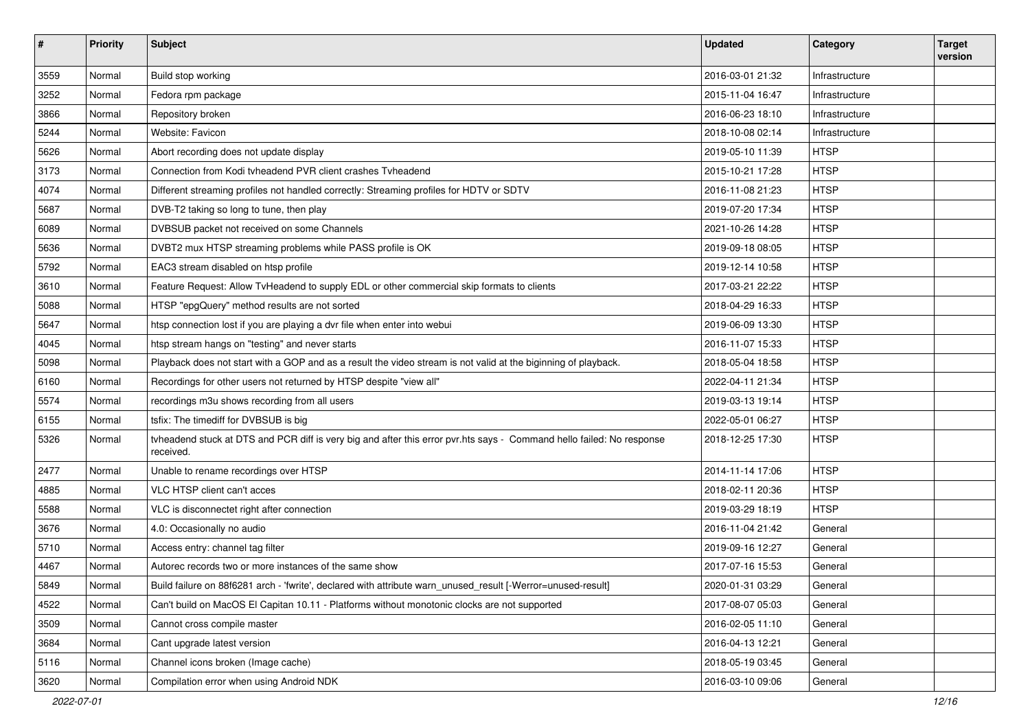| # | Priority | Subject | Updated | Category | Target version |
|---|---|---|---|---|---|
| 3559 | Normal | Build stop working | 2016-03-01 21:32 | Infrastructure | |
| 3252 | Normal | Fedora rpm package | 2015-11-04 16:47 | Infrastructure | |
| 3866 | Normal | Repository broken | 2016-06-23 18:10 | Infrastructure | |
| 5244 | Normal | Website: Favicon | 2018-10-08 02:14 | Infrastructure | |
| 5626 | Normal | Abort recording does not update display | 2019-05-10 11:39 | HTSP | |
| 3173 | Normal | Connection from Kodi tvheadend PVR client crashes Tvheadend | 2015-10-21 17:28 | HTSP | |
| 4074 | Normal | Different streaming profiles not handled correctly: Streaming profiles for HDTV or SDTV | 2016-11-08 21:23 | HTSP | |
| 5687 | Normal | DVB-T2 taking so long to tune, then play | 2019-07-20 17:34 | HTSP | |
| 6089 | Normal | DVBSUB packet not received on some Channels | 2021-10-26 14:28 | HTSP | |
| 5636 | Normal | DVBT2 mux HTSP streaming problems while PASS profile is OK | 2019-09-18 08:05 | HTSP | |
| 5792 | Normal | EAC3 stream disabled on htsp profile | 2019-12-14 10:58 | HTSP | |
| 3610 | Normal | Feature Request: Allow TvHeadend to supply EDL or other commercial skip formats to clients | 2017-03-21 22:22 | HTSP | |
| 5088 | Normal | HTSP "epgQuery" method results are not sorted | 2018-04-29 16:33 | HTSP | |
| 5647 | Normal | htsp connection lost if you are playing a dvr file when enter into webui | 2019-06-09 13:30 | HTSP | |
| 4045 | Normal | htsp stream hangs on "testing" and never starts | 2016-11-07 15:33 | HTSP | |
| 5098 | Normal | Playback does not start with a GOP and as a result the video stream is not valid at the biginning of playback. | 2018-05-04 18:58 | HTSP | |
| 6160 | Normal | Recordings for other users not returned by HTSP despite "view all" | 2022-04-11 21:34 | HTSP | |
| 5574 | Normal | recordings m3u shows recording from all users | 2019-03-13 19:14 | HTSP | |
| 6155 | Normal | tsfix: The timediff for DVBSUB is big | 2022-05-01 06:27 | HTSP | |
| 5326 | Normal | tvheadend stuck at DTS and PCR diff is very big and after this error pvr.hts says - Command hello failed: No response received. | 2018-12-25 17:30 | HTSP | |
| 2477 | Normal | Unable to rename recordings over HTSP | 2014-11-14 17:06 | HTSP | |
| 4885 | Normal | VLC HTSP client can't acces | 2018-02-11 20:36 | HTSP | |
| 5588 | Normal | VLC is disconnectet right after connection | 2019-03-29 18:19 | HTSP | |
| 3676 | Normal | 4.0: Occasionally no audio | 2016-11-04 21:42 | General | |
| 5710 | Normal | Access entry: channel tag filter | 2019-09-16 12:27 | General | |
| 4467 | Normal | Autorec records two or more instances of the same show | 2017-07-16 15:53 | General | |
| 5849 | Normal | Build failure on 88f6281 arch - 'fwrite', declared with attribute warn_unused_result [-Werror=unused-result] | 2020-01-31 03:29 | General | |
| 4522 | Normal | Can't build on MacOS El Capitan 10.11 - Platforms without monotonic clocks are not supported | 2017-08-07 05:03 | General | |
| 3509 | Normal | Cannot cross compile master | 2016-02-05 11:10 | General | |
| 3684 | Normal | Cant upgrade latest version | 2016-04-13 12:21 | General | |
| 5116 | Normal | Channel icons broken (Image cache) | 2018-05-19 03:45 | General | |
| 3620 | Normal | Compilation error when using Android NDK | 2016-03-10 09:06 | General | |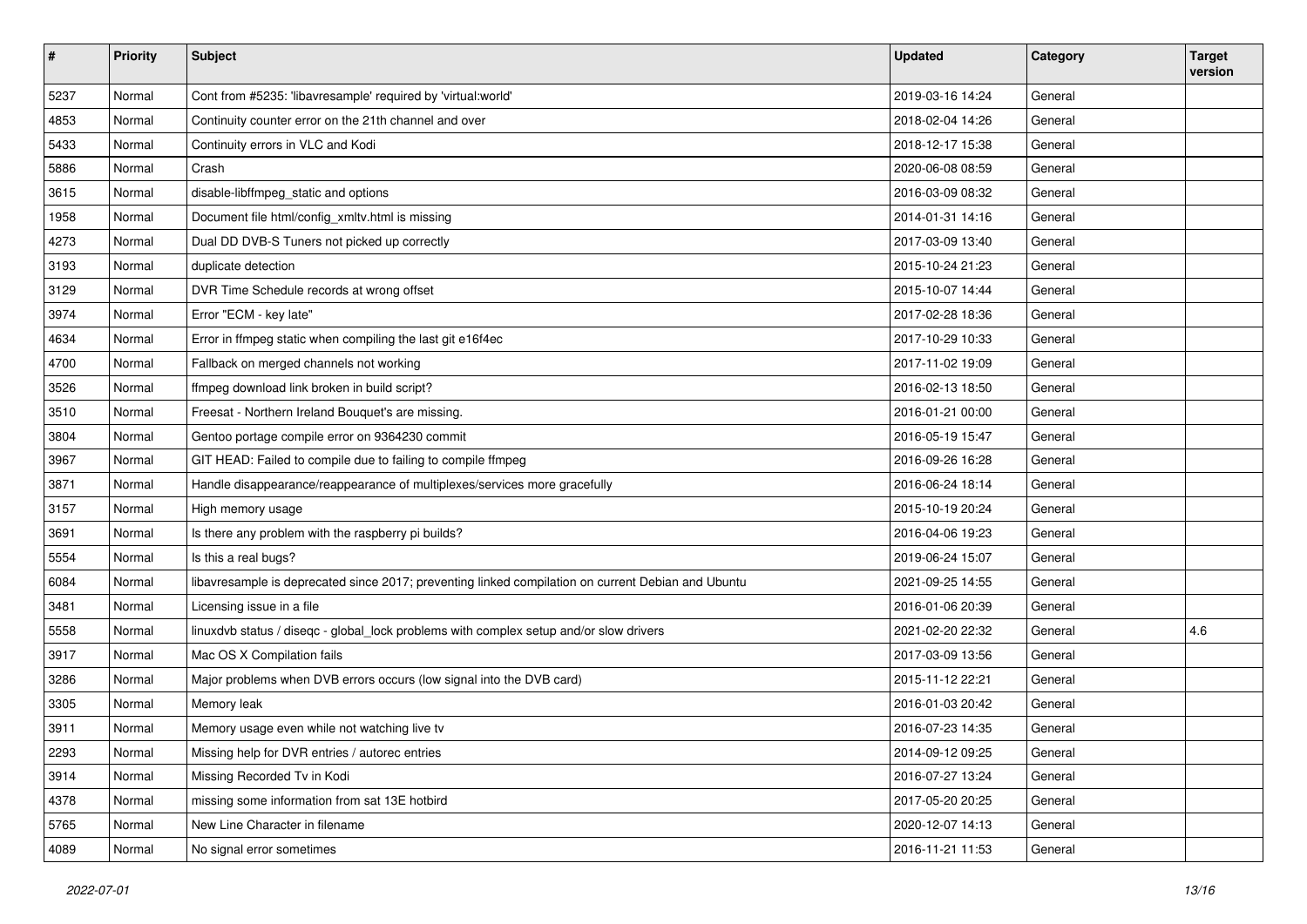| # | Priority | Subject | Updated | Category | Target version |
|---|---|---|---|---|---|
| 5237 | Normal | Cont from #5235: 'libavresample' required by 'virtual:world' | 2019-03-16 14:24 | General | |
| 4853 | Normal | Continuity counter error on the 21th channel and over | 2018-02-04 14:26 | General | |
| 5433 | Normal | Continuity errors in VLC and Kodi | 2018-12-17 15:38 | General | |
| 5886 | Normal | Crash | 2020-06-08 08:59 | General | |
| 3615 | Normal | disable-libffmpeg_static and options | 2016-03-09 08:32 | General | |
| 1958 | Normal | Document file html/config_xmltv.html is missing | 2014-01-31 14:16 | General | |
| 4273 | Normal | Dual DD DVB-S Tuners not picked up correctly | 2017-03-09 13:40 | General | |
| 3193 | Normal | duplicate detection | 2015-10-24 21:23 | General | |
| 3129 | Normal | DVR Time Schedule records at wrong offset | 2015-10-07 14:44 | General | |
| 3974 | Normal | Error "ECM - key late" | 2017-02-28 18:36 | General | |
| 4634 | Normal | Error in ffmpeg static when compiling the last git e16f4ec | 2017-10-29 10:33 | General | |
| 4700 | Normal | Fallback on merged channels not working | 2017-11-02 19:09 | General | |
| 3526 | Normal | ffmpeg download link broken in build script? | 2016-02-13 18:50 | General | |
| 3510 | Normal | Freesat - Northern Ireland Bouquet's are missing. | 2016-01-21 00:00 | General | |
| 3804 | Normal | Gentoo portage compile error on 9364230 commit | 2016-05-19 15:47 | General | |
| 3967 | Normal | GIT HEAD: Failed to compile due to failing to compile ffmpeg | 2016-09-26 16:28 | General | |
| 3871 | Normal | Handle disappearance/reappearance of multiplexes/services more gracefully | 2016-06-24 18:14 | General | |
| 3157 | Normal | High memory usage | 2015-10-19 20:24 | General | |
| 3691 | Normal | Is there any problem with the raspberry pi builds? | 2016-04-06 19:23 | General | |
| 5554 | Normal | Is this a real bugs? | 2019-06-24 15:07 | General | |
| 6084 | Normal | libavresample is deprecated since 2017; preventing linked compilation on current Debian and Ubuntu | 2021-09-25 14:55 | General | |
| 3481 | Normal | Licensing issue in a file | 2016-01-06 20:39 | General | |
| 5558 | Normal | linuxdvb status / diseqc - global_lock problems with complex setup and/or slow drivers | 2021-02-20 22:32 | General | 4.6 |
| 3917 | Normal | Mac OS X Compilation fails | 2017-03-09 13:56 | General | |
| 3286 | Normal | Major problems when DVB errors occurs (low signal into the DVB card) | 2015-11-12 22:21 | General | |
| 3305 | Normal | Memory leak | 2016-01-03 20:42 | General | |
| 3911 | Normal | Memory usage even while not watching live tv | 2016-07-23 14:35 | General | |
| 2293 | Normal | Missing help for DVR entries / autorec entries | 2014-09-12 09:25 | General | |
| 3914 | Normal | Missing Recorded Tv in Kodi | 2016-07-27 13:24 | General | |
| 4378 | Normal | missing some information from sat 13E hotbird | 2017-05-20 20:25 | General | |
| 5765 | Normal | New Line Character in filename | 2020-12-07 14:13 | General | |
| 4089 | Normal | No signal error sometimes | 2016-11-21 11:53 | General | |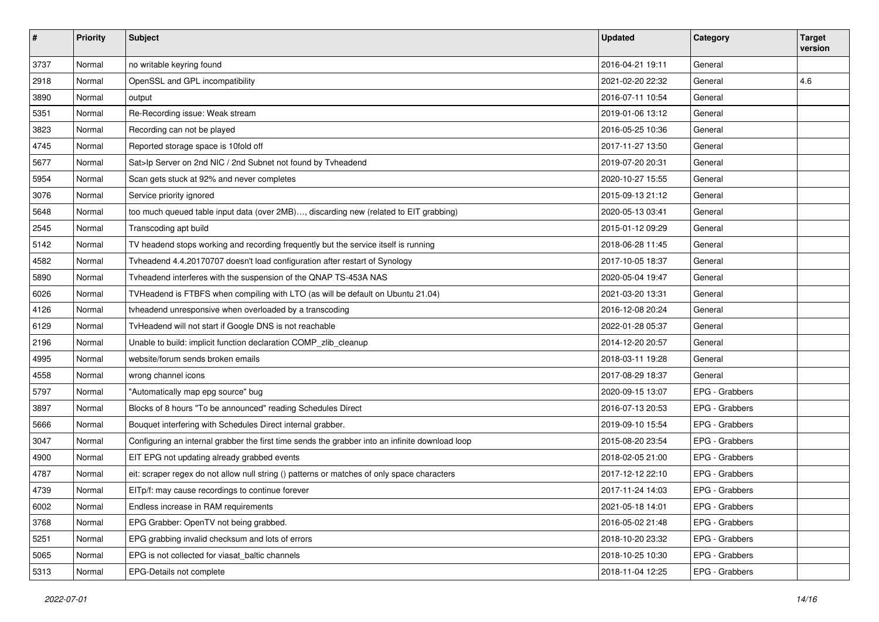| # | Priority | Subject | Updated | Category | Target version |
|---|---|---|---|---|---|
| 3737 | Normal | no writable keyring found | 2016-04-21 19:11 | General | |
| 2918 | Normal | OpenSSL and GPL incompatibility | 2021-02-20 22:32 | General | 4.6 |
| 3890 | Normal | output | 2016-07-11 10:54 | General | |
| 5351 | Normal | Re-Recording issue: Weak stream | 2019-01-06 13:12 | General | |
| 3823 | Normal | Recording can not be played | 2016-05-25 10:36 | General | |
| 4745 | Normal | Reported storage space is 10fold off | 2017-11-27 13:50 | General | |
| 5677 | Normal | Sat>Ip Server on 2nd NIC / 2nd Subnet not found by Tvheadend | 2019-07-20 20:31 | General | |
| 5954 | Normal | Scan gets stuck at 92% and never completes | 2020-10-27 15:55 | General | |
| 3076 | Normal | Service priority ignored | 2015-09-13 21:12 | General | |
| 5648 | Normal | too much queued table input data (over 2MB)…, discarding new (related to EIT grabbing) | 2020-05-13 03:41 | General | |
| 2545 | Normal | Transcoding apt build | 2015-01-12 09:29 | General | |
| 5142 | Normal | TV headend stops working and recording frequently but the service itself is running | 2018-06-28 11:45 | General | |
| 4582 | Normal | Tvheadend 4.4.20170707 doesn't load configuration after restart of Synology | 2017-10-05 18:37 | General | |
| 5890 | Normal | Tvheadend interferes with the suspension of the QNAP TS-453A NAS | 2020-05-04 19:47 | General | |
| 6026 | Normal | TVHeadend is FTBFS when compiling with LTO (as will be default on Ubuntu 21.04) | 2021-03-20 13:31 | General | |
| 4126 | Normal | tvheadend unresponsive when overloaded by a transcoding | 2016-12-08 20:24 | General | |
| 6129 | Normal | TvHeadend will not start if Google DNS is not reachable | 2022-01-28 05:37 | General | |
| 2196 | Normal | Unable to build: implicit function declaration COMP_zlib_cleanup | 2014-12-20 20:57 | General | |
| 4995 | Normal | website/forum sends broken emails | 2018-03-11 19:28 | General | |
| 4558 | Normal | wrong channel icons | 2017-08-29 18:37 | General | |
| 5797 | Normal | "Automatically map epg source" bug | 2020-09-15 13:07 | EPG - Grabbers | |
| 3897 | Normal | Blocks of 8 hours "To be announced" reading Schedules Direct | 2016-07-13 20:53 | EPG - Grabbers | |
| 5666 | Normal | Bouquet interfering with Schedules Direct internal grabber. | 2019-09-10 15:54 | EPG - Grabbers | |
| 3047 | Normal | Configuring an internal grabber the first time sends the grabber into an infinite download loop | 2015-08-20 23:54 | EPG - Grabbers | |
| 4900 | Normal | EIT EPG not updating already grabbed events | 2018-02-05 21:00 | EPG - Grabbers | |
| 4787 | Normal | eit: scraper regex do not allow null string () patterns or matches of only space characters | 2017-12-12 22:10 | EPG - Grabbers | |
| 4739 | Normal | EITp/f: may cause recordings to continue forever | 2017-11-24 14:03 | EPG - Grabbers | |
| 6002 | Normal | Endless increase in RAM requirements | 2021-05-18 14:01 | EPG - Grabbers | |
| 3768 | Normal | EPG Grabber: OpenTV not being grabbed. | 2016-05-02 21:48 | EPG - Grabbers | |
| 5251 | Normal | EPG grabbing invalid checksum and lots of errors | 2018-10-20 23:32 | EPG - Grabbers | |
| 5065 | Normal | EPG is not collected for viasat_baltic channels | 2018-10-25 10:30 | EPG - Grabbers | |
| 5313 | Normal | EPG-Details not complete | 2018-11-04 12:25 | EPG - Grabbers | |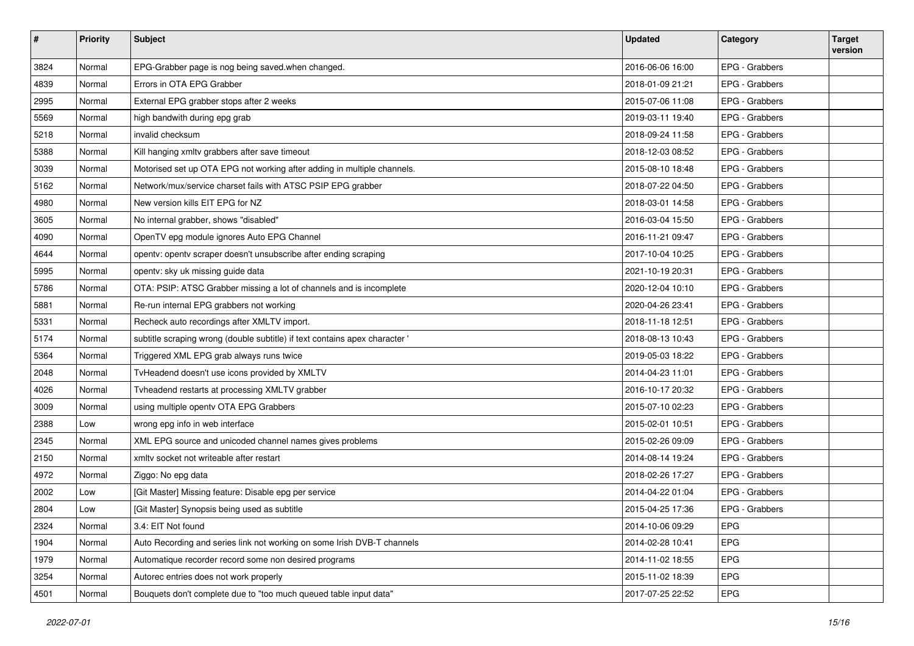| # | Priority | Subject | Updated | Category | Target version |
|---|---|---|---|---|---|
| 3824 | Normal | EPG-Grabber page is nog being saved.when changed. | 2016-06-06 16:00 | EPG - Grabbers | |
| 4839 | Normal | Errors in OTA EPG Grabber | 2018-01-09 21:21 | EPG - Grabbers | |
| 2995 | Normal | External EPG grabber stops after 2 weeks | 2015-07-06 11:08 | EPG - Grabbers | |
| 5569 | Normal | high bandwith during epg grab | 2019-03-11 19:40 | EPG - Grabbers | |
| 5218 | Normal | invalid checksum | 2018-09-24 11:58 | EPG - Grabbers | |
| 5388 | Normal | Kill hanging xmltv grabbers after save timeout | 2018-12-03 08:52 | EPG - Grabbers | |
| 3039 | Normal | Motorised set up OTA EPG not working after adding in multiple channels. | 2015-08-10 18:48 | EPG - Grabbers | |
| 5162 | Normal | Network/mux/service charset fails with ATSC PSIP EPG grabber | 2018-07-22 04:50 | EPG - Grabbers | |
| 4980 | Normal | New version kills EIT EPG for NZ | 2018-03-01 14:58 | EPG - Grabbers | |
| 3605 | Normal | No internal grabber, shows "disabled" | 2016-03-04 15:50 | EPG - Grabbers | |
| 4090 | Normal | OpenTV epg module ignores Auto EPG Channel | 2016-11-21 09:47 | EPG - Grabbers | |
| 4644 | Normal | opentv: opentv scraper doesn't unsubscribe after ending scraping | 2017-10-04 10:25 | EPG - Grabbers | |
| 5995 | Normal | opentv: sky uk missing guide data | 2021-10-19 20:31 | EPG - Grabbers | |
| 5786 | Normal | OTA: PSIP: ATSC Grabber missing a lot of channels and is incomplete | 2020-12-04 10:10 | EPG - Grabbers | |
| 5881 | Normal | Re-run internal EPG grabbers not working | 2020-04-26 23:41 | EPG - Grabbers | |
| 5331 | Normal | Recheck auto recordings after XMLTV import. | 2018-11-18 12:51 | EPG - Grabbers | |
| 5174 | Normal | subtitle scraping wrong (double subtitle) if text contains apex character ' | 2018-08-13 10:43 | EPG - Grabbers | |
| 5364 | Normal | Triggered XML EPG grab always runs twice | 2019-05-03 18:22 | EPG - Grabbers | |
| 2048 | Normal | TvHeadend doesn't use icons provided by XMLTV | 2014-04-23 11:01 | EPG - Grabbers | |
| 4026 | Normal | Tvheadend restarts at processing XMLTV grabber | 2016-10-17 20:32 | EPG - Grabbers | |
| 3009 | Normal | using multiple opentv OTA EPG Grabbers | 2015-07-10 02:23 | EPG - Grabbers | |
| 2388 | Low | wrong epg info in web interface | 2015-02-01 10:51 | EPG - Grabbers | |
| 2345 | Normal | XML EPG source and unicoded channel names gives problems | 2015-02-26 09:09 | EPG - Grabbers | |
| 2150 | Normal | xmltv socket not writeable after restart | 2014-08-14 19:24 | EPG - Grabbers | |
| 4972 | Normal | Ziggo: No epg data | 2018-02-26 17:27 | EPG - Grabbers | |
| 2002 | Low | [Git Master] Missing feature: Disable epg per service | 2014-04-22 01:04 | EPG - Grabbers | |
| 2804 | Low | [Git Master] Synopsis being used as subtitle | 2015-04-25 17:36 | EPG - Grabbers | |
| 2324 | Normal | 3.4: EIT Not found | 2014-10-06 09:29 | EPG | |
| 1904 | Normal | Auto Recording and series link not working on some Irish DVB-T channels | 2014-02-28 10:41 | EPG | |
| 1979 | Normal | Automatique recorder record some non desired programs | 2014-11-02 18:55 | EPG | |
| 3254 | Normal | Autorec entries does not work properly | 2015-11-02 18:39 | EPG | |
| 4501 | Normal | Bouquets don't complete due to "too much queued table input data" | 2017-07-25 22:52 | EPG | |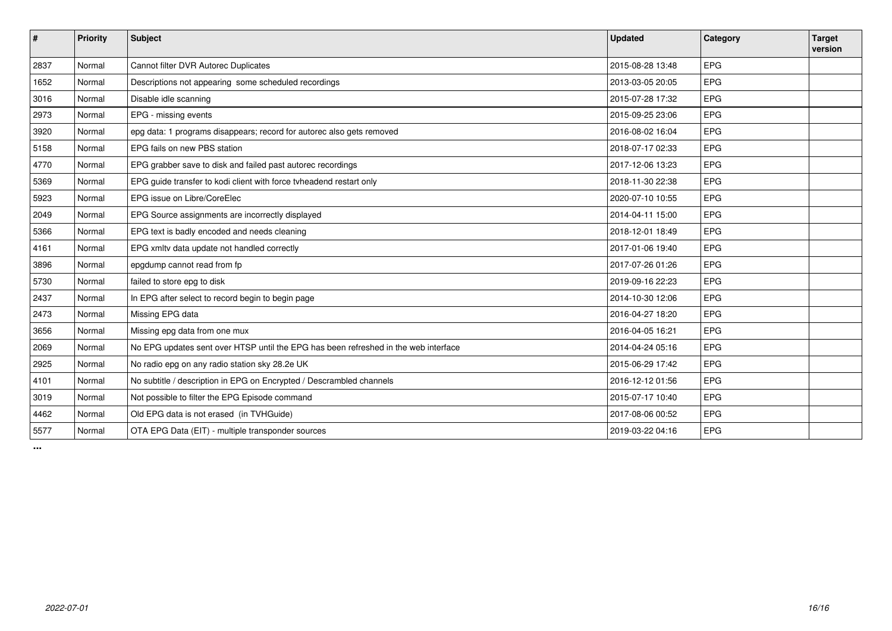| # | Priority | Subject | Updated | Category | Target version |
|---|---|---|---|---|---|
| 2837 | Normal | Cannot filter DVR Autorec Duplicates | 2015-08-28 13:48 | EPG | |
| 1652 | Normal | Descriptions not appearing  some scheduled recordings | 2013-03-05 20:05 | EPG | |
| 3016 | Normal | Disable idle scanning | 2015-07-28 17:32 | EPG | |
| 2973 | Normal | EPG - missing events | 2015-09-25 23:06 | EPG | |
| 3920 | Normal | epg data: 1 programs disappears; record for autorec also gets removed | 2016-08-02 16:04 | EPG | |
| 5158 | Normal | EPG fails on new PBS station | 2018-07-17 02:33 | EPG | |
| 4770 | Normal | EPG grabber save to disk and failed past autorec recordings | 2017-12-06 13:23 | EPG | |
| 5369 | Normal | EPG guide transfer to kodi client with force tvheadend restart only | 2018-11-30 22:38 | EPG | |
| 5923 | Normal | EPG issue on Libre/CoreElec | 2020-07-10 10:55 | EPG | |
| 2049 | Normal | EPG Source assignments are incorrectly displayed | 2014-04-11 15:00 | EPG | |
| 5366 | Normal | EPG text is badly encoded and needs cleaning | 2018-12-01 18:49 | EPG | |
| 4161 | Normal | EPG xmltv data update not handled correctly | 2017-01-06 19:40 | EPG | |
| 3896 | Normal | epgdump cannot read from fp | 2017-07-26 01:26 | EPG | |
| 5730 | Normal | failed to store epg to disk | 2019-09-16 22:23 | EPG | |
| 2437 | Normal | In EPG after select to record begin to begin page | 2014-10-30 12:06 | EPG | |
| 2473 | Normal | Missing EPG data | 2016-04-27 18:20 | EPG | |
| 3656 | Normal | Missing epg data from one mux | 2016-04-05 16:21 | EPG | |
| 2069 | Normal | No EPG updates sent over HTSP until the EPG has been refreshed in the web interface | 2014-04-24 05:16 | EPG | |
| 2925 | Normal | No radio epg on any radio station sky 28.2e UK | 2015-06-29 17:42 | EPG | |
| 4101 | Normal | No subtitle / description in EPG on Encrypted / Descrambled channels | 2016-12-12 01:56 | EPG | |
| 3019 | Normal | Not possible to filter the EPG Episode command | 2015-07-17 10:40 | EPG | |
| 4462 | Normal | Old EPG data is not erased  (in TVHGuide) | 2017-08-06 00:52 | EPG | |
| 5577 | Normal | OTA EPG Data (EIT) - multiple transponder sources | 2019-03-22 04:16 | EPG | |

...